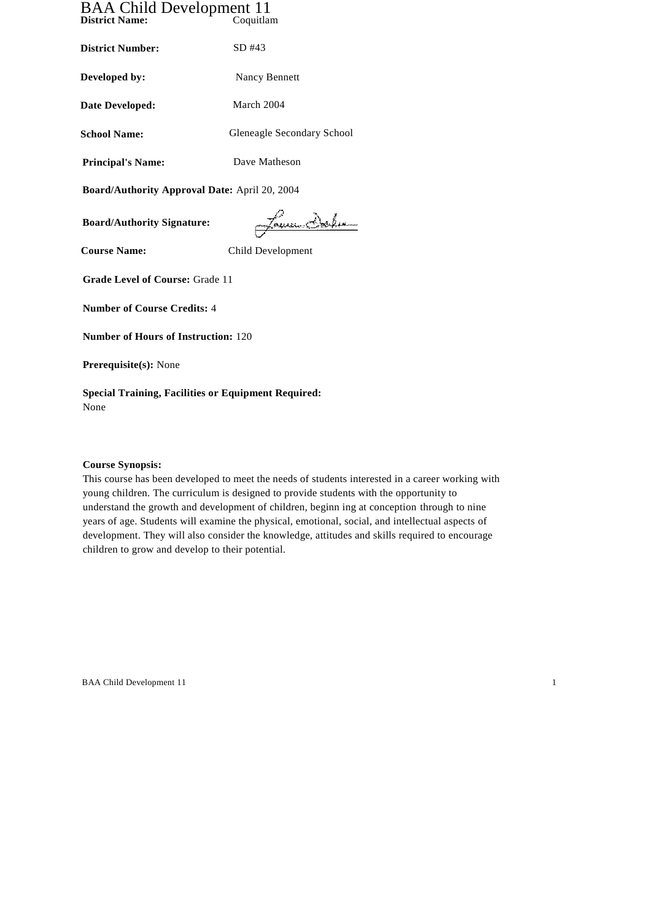# BAA Child Development 11

**District Name:** Coquitlam

**District Number:** SD #43

**Developed by:** Nancy Bennett

**Date Developed:** March 2004

**School Name:** Gleneagle Secondary School

**Principal's Name:** Dave Matheson

**Board/Authority Approval Date:** April 20, 2004

**Board/Authority Signature:**

**Course Name:** Child Development

**Grade Level of Course:** Grade 11

**Number of Course Credits:** 4

**Number of Hours of Instruction:** 120

**Prerequisite(s):** None

**Special Training, Facilities or Equipment Required:**
None

**Course Synopsis:**
This course has been developed to meet the needs of students interested in a career working with young children. The curriculum is designed to provide students with the opportunity to understand the growth and development of children, beginn ing at conception through to nine years of age. Students will examine the physical, emotional, social, and intellectual aspects of development. They will also consider the knowledge, attitudes and skills required to encourage children to grow and develop to their potential.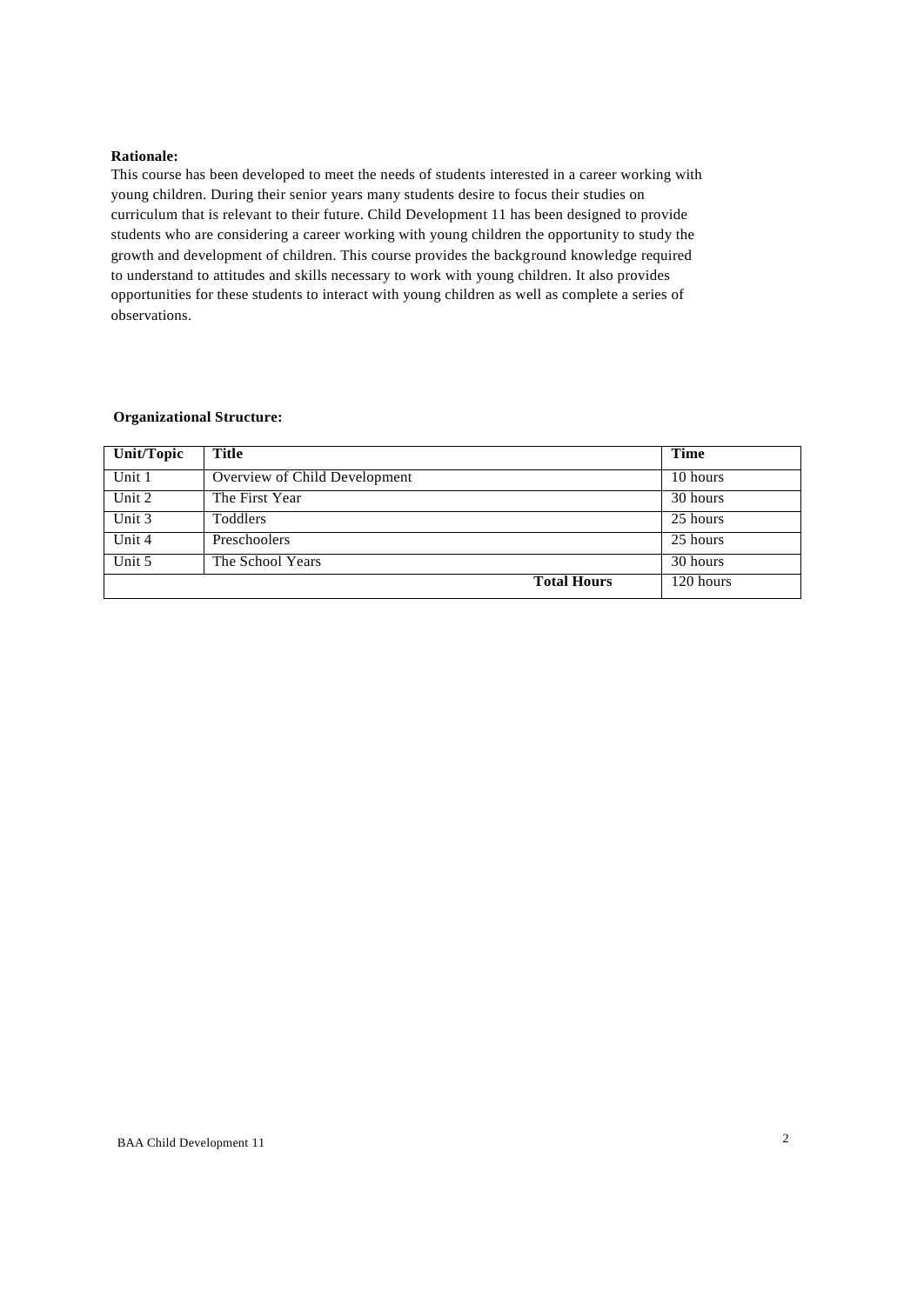**Rationale:**

This course has been developed to meet the needs of students interested in a career working with young children. During their senior years many students desire to focus their studies on curriculum that is relevant to their future. Child Development 11 has been designed to provide students who are considering a career working with young children the opportunity to study the growth and development of children. This course provides the background knowledge required to understand to attitudes and skills necessary to work with young children. It also provides opportunities for these students to interact with young children as well as complete a series of observations.

**Organizational Structure:**

| Unit/Topic | Title | Time |
|---|---|---|
| Unit 1 | Overview of Child Development | 10 hours |
| Unit 2 | The First Year | 30 hours |
| Unit 3 | Toddlers | 25 hours |
| Unit 4 | Preschoolers | 25 hours |
| Unit 5 | The School Years | 30 hours |
| | **Total Hours** | 120 hours |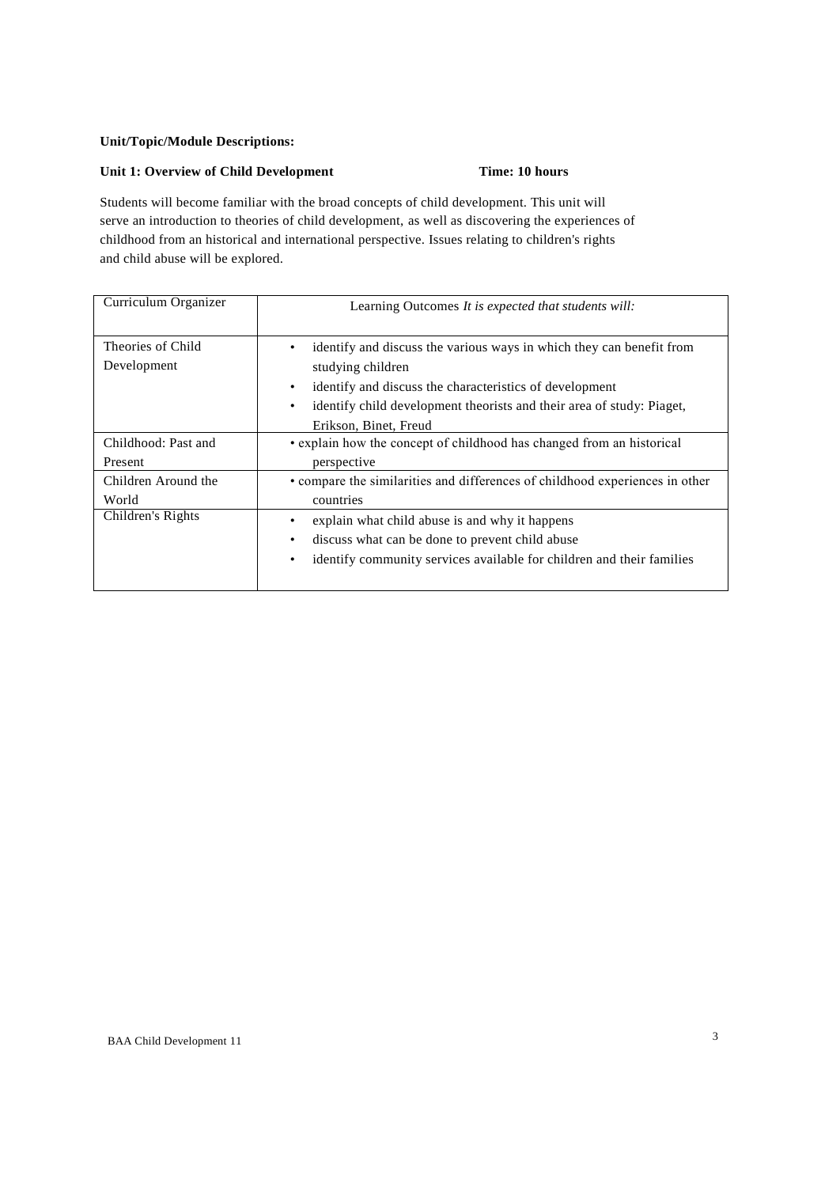**Unit/Topic/Module Descriptions:**

**Unit 1: Overview of Child Development** **Time: 10 hours**

Students will become familiar with the broad concepts of child development. This unit will serve an introduction to theories of child development, as well as discovering the experiences of childhood from an historical and international perspective. Issues relating to children's rights and child abuse will be explored.

| Curriculum Organizer | Learning Outcomes *It is expected that students will:* |
|---|---|
| Theories of Child Development | • identify and discuss the various ways in which they can benefit from studying children<br>• identify and discuss the characteristics of development<br>• identify child development theorists and their area of study: Piaget, Erikson, Binet, Freud |
| Childhood: Past and Present | • explain how the concept of childhood has changed from an historical perspective |
| Children Around the World | • compare the similarities and differences of childhood experiences in other countries |
| Children's Rights | • explain what child abuse is and why it happens<br>• discuss what can be done to prevent child abuse<br>• identify community services available for children and their families |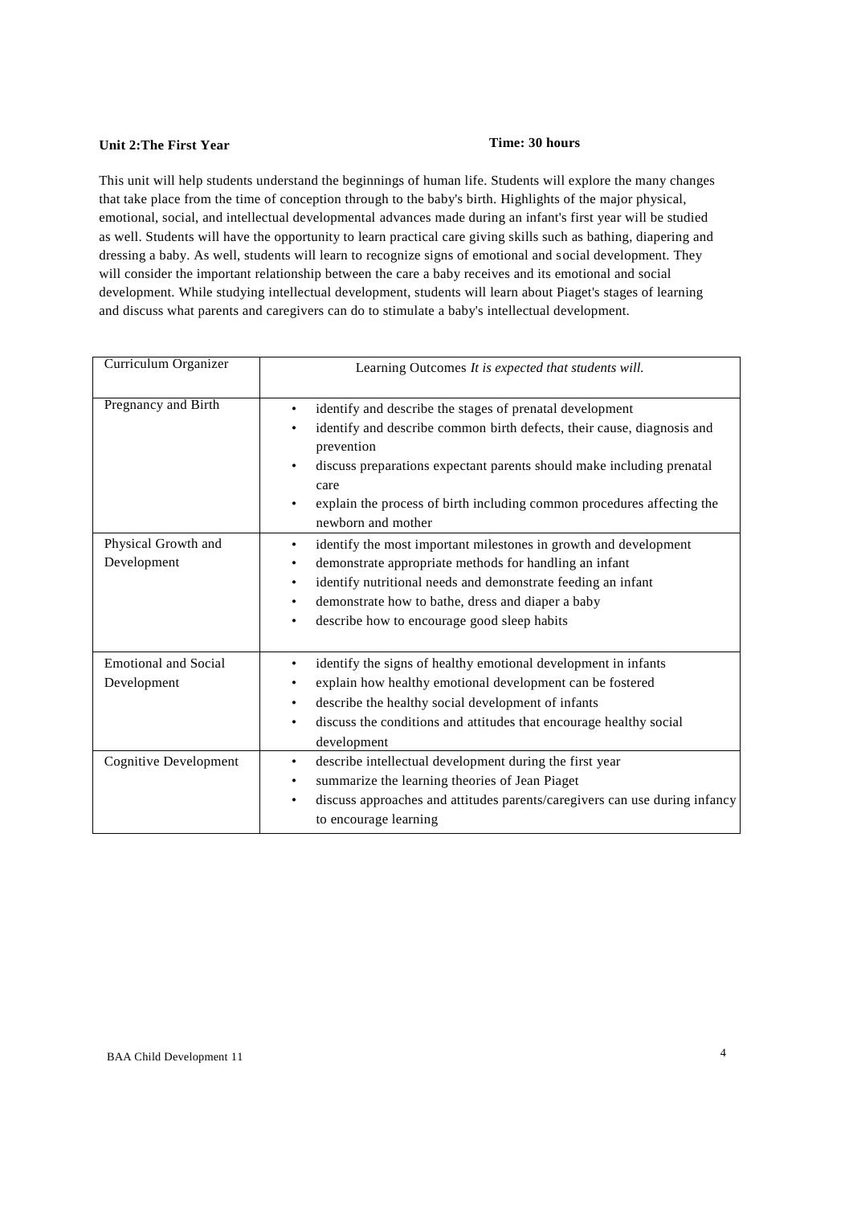**Unit 2:The First Year** **Time: 30 hours**

This unit will help students understand the beginnings of human life. Students will explore the many changes that take place from the time of conception through to the baby's birth. Highlights of the major physical, emotional, social, and intellectual developmental advances made during an infant's first year will be studied as well. Students will have the opportunity to learn practical care giving skills such as bathing, diapering and dressing a baby. As well, students will learn to recognize signs of emotional and social development. They will consider the important relationship between the care a baby receives and its emotional and social development. While studying intellectual development, students will learn about Piaget's stages of learning and discuss what parents and caregivers can do to stimulate a baby's intellectual development.

| Curriculum Organizer | Learning Outcomes *It is expected that students will.* |
|---|---|
| Pregnancy and Birth | • identify and describe the stages of prenatal development<br>• identify and describe common birth defects, their cause, diagnosis and prevention<br>• discuss preparations expectant parents should make including prenatal care<br>• explain the process of birth including common procedures affecting the newborn and mother |
| Physical Growth and Development | • identify the most important milestones in growth and development<br>• demonstrate appropriate methods for handling an infant<br>• identify nutritional needs and demonstrate feeding an infant<br>• demonstrate how to bathe, dress and diaper a baby<br>• describe how to encourage good sleep habits |
| Emotional and Social Development | • identify the signs of healthy emotional development in infants<br>• explain how healthy emotional development can be fostered<br>• describe the healthy social development of infants<br>• discuss the conditions and attitudes that encourage healthy social development |
| Cognitive Development | • describe intellectual development during the first year<br>• summarize the learning theories of Jean Piaget<br>• discuss approaches and attitudes parents/caregivers can use during infancy to encourage learning |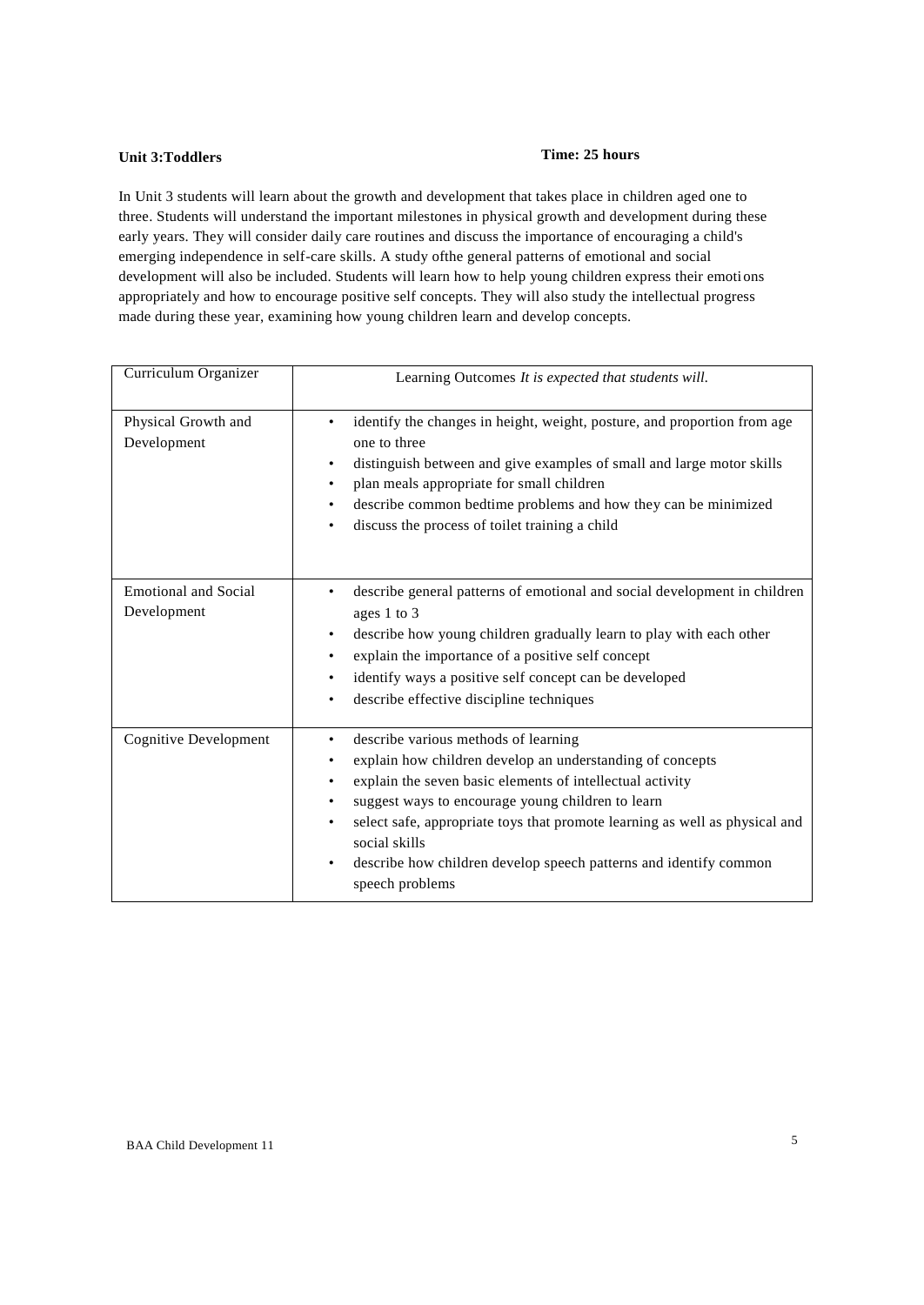**Unit 3:Toddlers** **Time: 25 hours**

In Unit 3 students will learn about the growth and development that takes place in children aged one to three. Students will understand the important milestones in physical growth and development during these early years. They will consider daily care routines and discuss the importance of encouraging a child's emerging independence in self-care skills. A study ofthe general patterns of emotional and social development will also be included. Students will learn how to help young children express their emotions appropriately and how to encourage positive self concepts. They will also study the intellectual progress made during these year, examining how young children learn and develop concepts.

| Curriculum Organizer | Learning Outcomes *It is expected that students will.* |
|---|---|
| Physical Growth and Development | • identify the changes in height, weight, posture, and proportion from age one to three<br>• distinguish between and give examples of small and large motor skills<br>• plan meals appropriate for small children<br>• describe common bedtime problems and how they can be minimized<br>• discuss the process of toilet training a child |
| Emotional and Social Development | • describe general patterns of emotional and social development in children ages 1 to 3<br>• describe how young children gradually learn to play with each other<br>• explain the importance of a positive self concept<br>• identify ways a positive self concept can be developed<br>• describe effective discipline techniques |
| Cognitive Development | • describe various methods of learning<br>• explain how children develop an understanding of concepts<br>• explain the seven basic elements of intellectual activity<br>• suggest ways to encourage young children to learn<br>• select safe, appropriate toys that promote learning as well as physical and social skills<br>• describe how children develop speech patterns and identify common speech problems |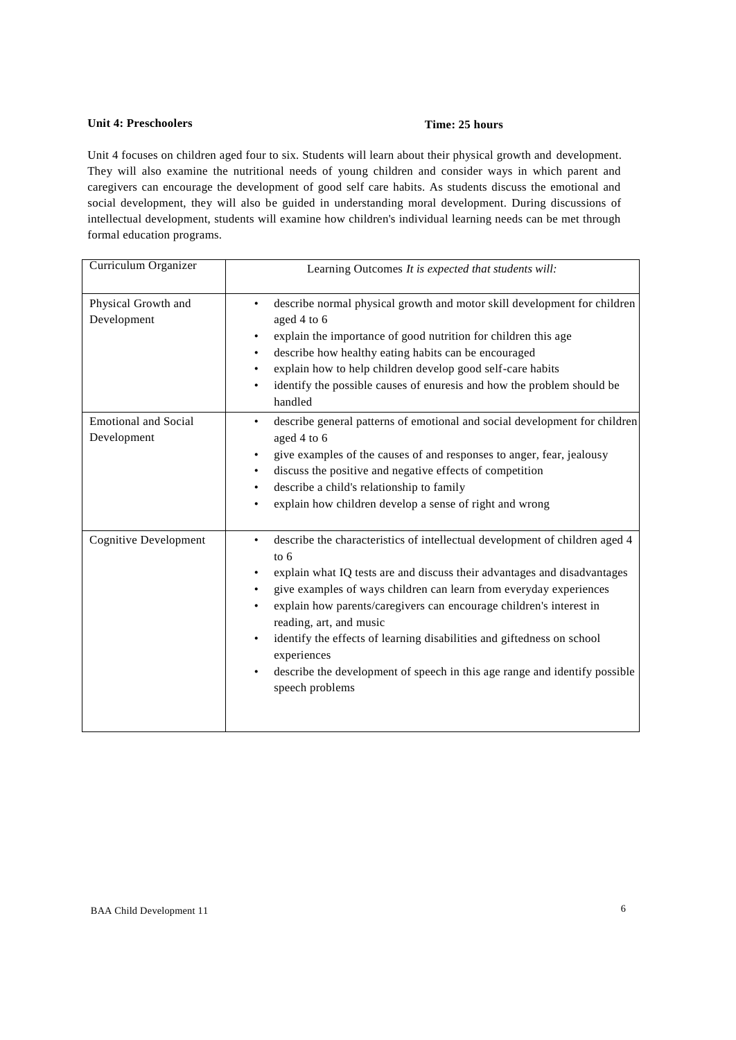**Unit 4: Preschoolers** **Time: 25 hours**

Unit 4 focuses on children aged four to six. Students will learn about their physical growth and development. They will also examine the nutritional needs of young children and consider ways in which parent and caregivers can encourage the development of good self care habits. As students discuss the emotional and social development, they will also be guided in understanding moral development. During discussions of intellectual development, students will examine how children's individual learning needs can be met through formal education programs.

| Curriculum Organizer | Learning Outcomes *It is expected that students will:* |
| --- | --- |
| Physical Growth and Development | • describe normal physical growth and motor skill development for children aged 4 to 6<br>• explain the importance of good nutrition for children this age<br>• describe how healthy eating habits can be encouraged<br>• explain how to help children develop good self-care habits<br>• identify the possible causes of enuresis and how the problem should be handled |
| Emotional and Social Development | • describe general patterns of emotional and social development for children aged 4 to 6<br>• give examples of the causes of and responses to anger, fear, jealousy<br>• discuss the positive and negative effects of competition<br>• describe a child's relationship to family<br>• explain how children develop a sense of right and wrong |
| Cognitive Development | • describe the characteristics of intellectual development of children aged 4 to 6<br>• explain what IQ tests are and discuss their advantages and disadvantages<br>• give examples of ways children can learn from everyday experiences<br>• explain how parents/caregivers can encourage children's interest in reading, art, and music<br>• identify the effects of learning disabilities and giftedness on school experiences<br>• describe the development of speech in this age range and identify possible speech problems |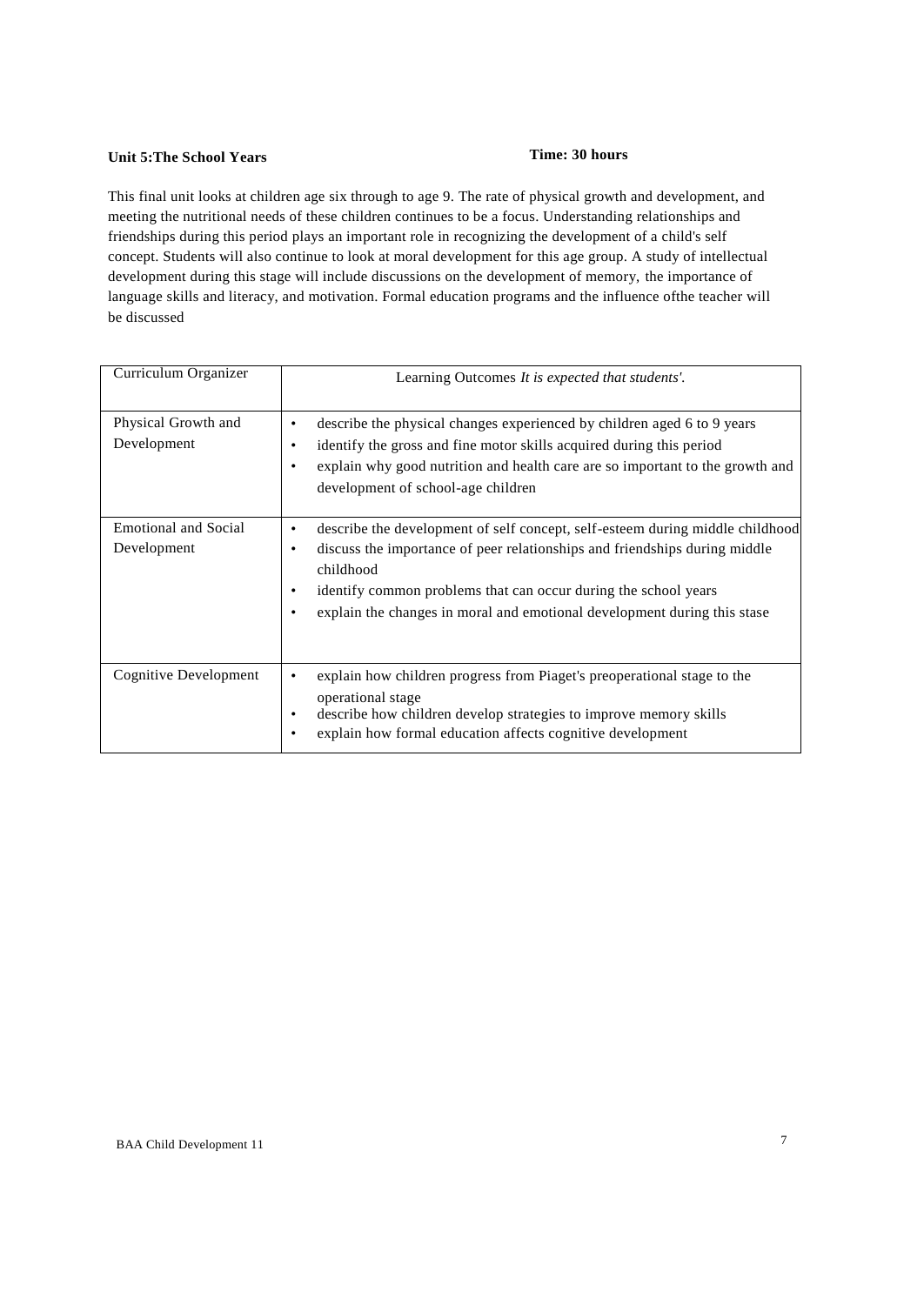**Unit 5:The School Years** **Time: 30 hours**

This final unit looks at children age six through to age 9. The rate of physical growth and development, and meeting the nutritional needs of these children continues to be a focus. Understanding relationships and friendships during this period plays an important role in recognizing the development of a child's self concept. Students will also continue to look at moral development for this age group. A study of intellectual development during this stage will include discussions on the development of memory, the importance of language skills and literacy, and motivation. Formal education programs and the influence ofthe teacher will be discussed

| Curriculum Organizer | Learning Outcomes *It is expected that students'.* |
|---|---|
| Physical Growth and Development | • describe the physical changes experienced by children aged 6 to 9 years<br>• identify the gross and fine motor skills acquired during this period<br>• explain why good nutrition and health care are so important to the growth and development of school-age children |
| Emotional and Social Development | • describe the development of self concept, self-esteem during middle childhood<br>• discuss the importance of peer relationships and friendships during middle childhood<br>• identify common problems that can occur during the school years<br>• explain the changes in moral and emotional development during this stase |
| Cognitive Development | • explain how children progress from Piaget's preoperational stage to the operational stage<br>• describe how children develop strategies to improve memory skills<br>• explain how formal education affects cognitive development |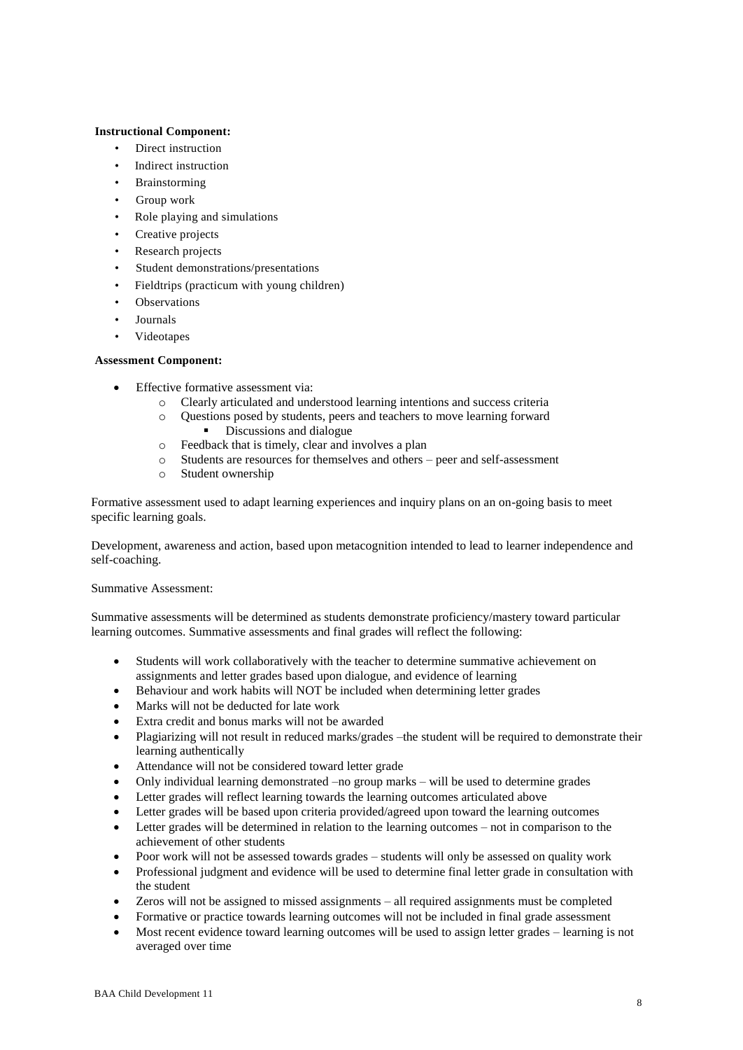**Instructional Component:**

- Direct instruction
- Indirect instruction
- Brainstorming
- Group work
- Role playing and simulations
- Creative projects
- Research projects
- Student demonstrations/presentations
- Fieldtrips (practicum with young children)
- Observations
- Journals
- Videotapes

**Assessment Component:**

- Effective formative assessment via:
  - Clearly articulated and understood learning intentions and success criteria
  - Questions posed by students, peers and teachers to move learning forward
    - Discussions and dialogue
  - Feedback that is timely, clear and involves a plan
  - Students are resources for themselves and others – peer and self-assessment
  - Student ownership

Formative assessment used to adapt learning experiences and inquiry plans on an on-going basis to meet specific learning goals.

Development, awareness and action, based upon metacognition intended to lead to learner independence and self-coaching.

Summative Assessment:

Summative assessments will be determined as students demonstrate proficiency/mastery toward particular learning outcomes. Summative assessments and final grades will reflect the following:

- Students will work collaboratively with the teacher to determine summative achievement on assignments and letter grades based upon dialogue, and evidence of learning
- Behaviour and work habits will NOT be included when determining letter grades
- Marks will not be deducted for late work
- Extra credit and bonus marks will not be awarded
- Plagiarizing will not result in reduced marks/grades –the student will be required to demonstrate their learning authentically
- Attendance will not be considered toward letter grade
- Only individual learning demonstrated –no group marks – will be used to determine grades
- Letter grades will reflect learning towards the learning outcomes articulated above
- Letter grades will be based upon criteria provided/agreed upon toward the learning outcomes
- Letter grades will be determined in relation to the learning outcomes – not in comparison to the achievement of other students
- Poor work will not be assessed towards grades – students will only be assessed on quality work
- Professional judgment and evidence will be used to determine final letter grade in consultation with the student
- Zeros will not be assigned to missed assignments – all required assignments must be completed
- Formative or practice towards learning outcomes will not be included in final grade assessment
- Most recent evidence toward learning outcomes will be used to assign letter grades – learning is not averaged over time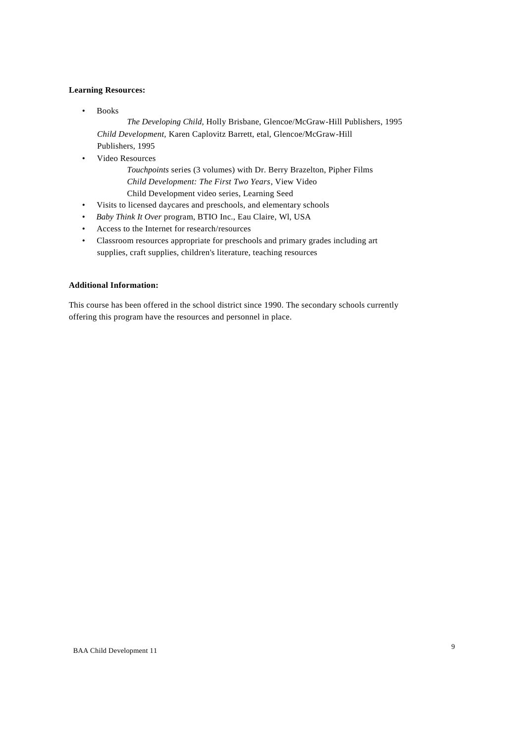**Learning Resources:**

- Books
  - *The Developing Child,* Holly Brisbane, Glencoe/McGraw-Hill Publishers, 1995
  - *Child Development,* Karen Caplovitz Barrett, etal, Glencoe/McGraw-Hill Publishers, 1995
- Video Resources
  - *Touchpoints* series (3 volumes) with Dr. Berry Brazelton, Pipher Films
  - *Child Development: The First Two Years*, View Video
  - Child Development video series, Learning Seed
- Visits to licensed daycares and preschools, and elementary schools
- *Baby Think It Over* program, BTIO Inc., Eau Claire, Wl, USA
- Access to the Internet for research/resources
- Classroom resources appropriate for preschools and primary grades including art supplies, craft supplies, children's literature, teaching resources

**Additional Information:**

This course has been offered in the school district since 1990. The secondary schools currently offering this program have the resources and personnel in place.